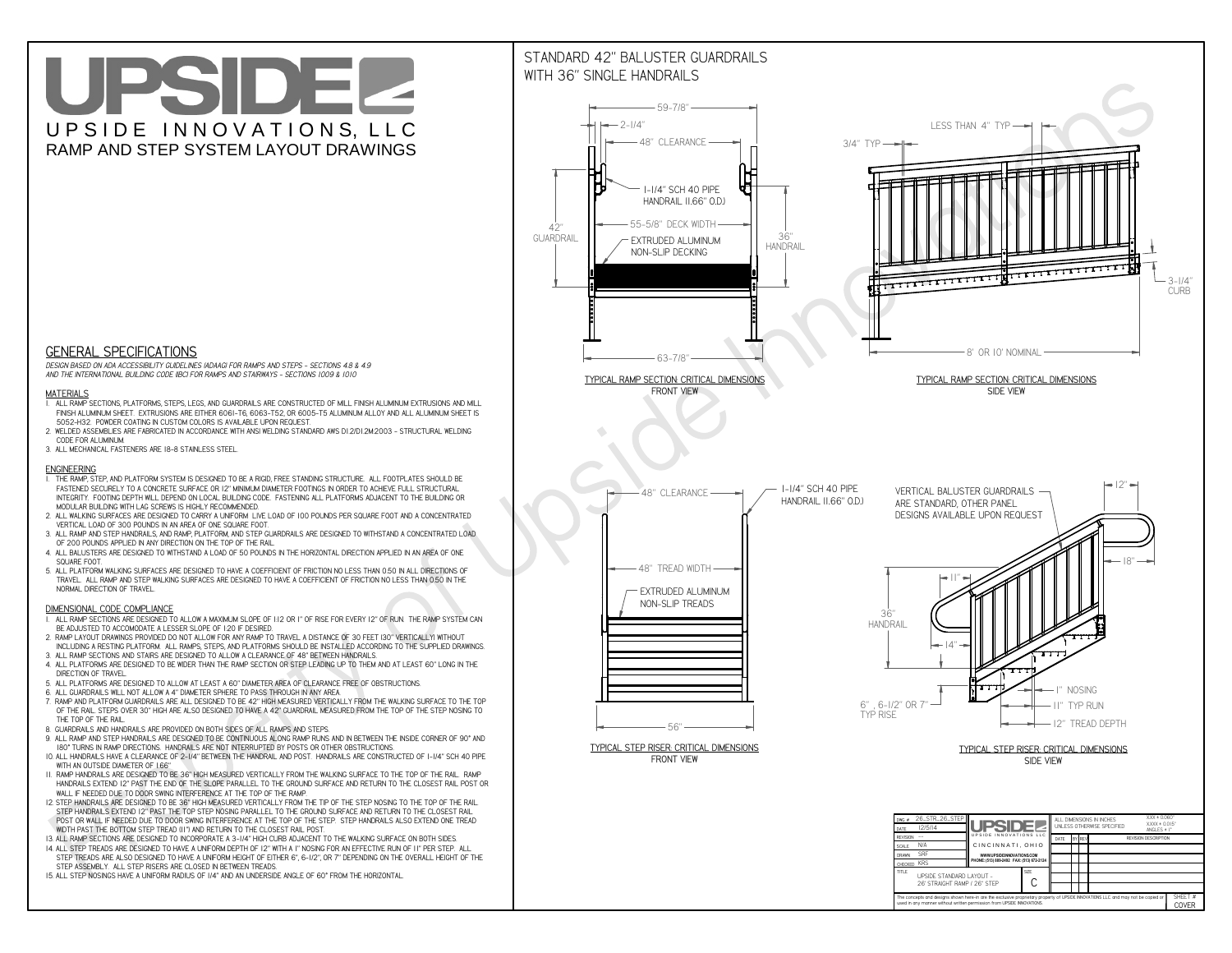# UPSIDE

UPSIDE INNOVATIONS, LLC

RAMP AND STEP SYSTEM LAYOUT DRAWINGS

## GENERAL SPECIFICATIONS

*DESIGN BASED ON ADA ACCESSIBILITY GUIDELINES (ADAAG) FOR RAMPS AND STEPS - SECTIONS 4.8 & 4.9 AND THE INTERNATIONAL BUILDING CODE (IBC) FOR RAMPS AND STAIRWAYS - SECTIONS 1009 & 1010*

### MATERIALS

1. ALL RAMP SECTIONS, PLATFORMS, STEPS, LEGS, AND GUARDRAILS ARE CONSTRUCTED OF MILL FINISH ALUMINUM EXTRUSIONS AND MILL FINISH ALUMINUM SHEET. EXTRUSIONS ARE EITHER 6061-T6, 6063-T52, OR 6005-T5 ALUMINUM ALLOY AND ALL ALUMINUM SHEET IS 5052-H32. POWDER COATING IN CUSTOM COLORS IS AVAILABLE UPON REQUEST.
2. WELDED ASSEMBLIES ARE FABRICATED IN ACCORDANCE WITH ANSI WELDING STANDARD AWS D1.2/D1.2M:2003 - STRUCTURAL WELDING CODE FOR ALUMINUM.
3. ALL MECHANICAL FASTENERS ARE 18-8 STAINLESS STEEL.

### ENGINEERING

1. THE RAMP, STEP, AND PLATFORM SYSTEM IS DESIGNED TO BE A RIGID, FREE STANDING STRUCTURE. ALL FOOTPLATES SHOULD BE FASTENED SECURELY TO A CONCRETE SURFACE OR 12" MINIMUM DIAMETER CONCRETE FOOTINGS IN ORDER TO ACHIEVE FULL STRUCTURAL INTEGRITY. FOOTING DEPTH WILL DEPEND ON LOCAL BUILDING CODE. FASTENING ALL PLATFORMS ADJACENT TO THE BUILDING OR MODULAR BUILDING WITH LAG SCREWS IS HIGHLY RECOMMENDED.
2. ALL WALKING SURFACES ARE DESIGNED TO CARRY A UNIFORM LIVE LOAD OF 100 POUNDS PER SQUARE FOOT AND A CONCENTRATED VERTICAL LOAD OF 300 POUNDS IN AN AREA OF ONE SQUARE FOOT.
3. ALL RAMP AND STEP HANDRAILS, AND RAMP, PLATFORM, AND STEP GUARDRAILS ARE DESIGNED TO WITHSTAND A CONCENTRATED LOAD OF 200 POUNDS APPLIED IN ANY DIRECTION ON THE TOP OF THE RAIL.
4. ALL BALUSTERS ARE DESIGNED TO WITHSTAND A LOAD OF 50 POUNDS IN THE HORIZONTAL DIRECTION APPLIED IN AN AREA OF ONE SQUARE FOOT.
5. ALL PLATFORM WALKING SURFACES ARE DESIGNED TO HAVE A COEFFICIENT OF FRICTION NO LESS THAN 0.50 IN ALL DIRECTIONS OF TRAVEL. ALL RAMP AND STEP WALKING SURFACES ARE DESIGNED TO HAVE A COEFFICIENT OF FRICTION NO LESS THAN 0.50 IN THE NORMAL DIRECTION OF TRAVEL.

### DIMENSIONAL CODE COMPLIANCE

1. ALL RAMP SECTIONS ARE DESIGNED TO ALLOW A MAXIMUM SLOPE OF 1:12 OR 1" OF RISE FOR EVERY 12" OF RUN. THE RAMP SYSTEM CAN BE ADJUSTED TO ACCOMODATE A LESSER SLOPE OF 1:20 IF DESIRED.
2. RAMP LAYOUT DRAWINGS PROVIDED DO NOT ALLOW FOR ANY RAMP TO TRAVEL A DISTANCE OF 30 FEET (30" VERTICALLY) WITHOUT INCLUDING A RESTING PLATFORM. ALL RAMPS, STEPS, AND PLATFORMS SHOULD BE INSTALLED ACCORDING TO THE SUPPLIED DRAWINGS.
3. ALL RAMP SECTIONS AND STAIRS ARE DESIGNED TO ALLOW A CLEARANCE OF 48" BETWEEN HANDRAILS.
4. ALL PLATFORMS ARE DESIGNED TO BE WIDER THAN THE RAMP SECTION OR STEP LEADING UP TO THEM AND AT LEAST 60" LONG IN THE DIRECTION OF TRAVEL.
5. ALL PLATFORMS ARE DESIGNED TO ALLOW AT LEAST A 60" DIAMETER AREA OF CLEARANCE FREE OF OBSTRUCTIONS.
6. ALL GUARDRAILS WILL NOT ALLOW A 4" DIAMETER SPHERE TO PASS THROUGH IN ANY AREA.
7. RAMP AND PLATFORM GUARDRAILS ARE ALL DESIGNED TO BE 42" HIGH MEASURED VERTICALLY FROM THE WALKING SURFACE TO THE TOP OF THE RAIL. STEPS OVER 30" HIGH ARE ALSO DESIGNED TO HAVE A 42" GUARDRAIL MEASURED FROM THE TOP OF THE STEP NOSING TO THE TOP OF THE RAIL.
8. GUARDRAILS AND HANDRAILS ARE PROVIDED ON BOTH SIDES OF ALL RAMPS AND STEPS.
9. ALL RAMP AND STEP HANDRAILS ARE DESIGNED TO BE CONTINUOUS ALONG RAMP RUNS AND IN BETWEEN THE INSIDE CORNER OF 90° AND 180° TURNS IN RAMP DIRECTIONS. HANDRAILS ARE NOT INTERRUPTED BY POSTS OR OTHER OBSTRUCTIONS.
10. ALL HANDRAILS HAVE A CLEARANCE OF 2-1/4" BETWEEN THE HANDRAIL AND POST. HANDRAILS ARE CONSTRUCTED OF 1-1/4" SCH 40 PIPE WITH AN OUTSIDE DIAMETER OF 1.66"
11. RAMP HANDRAILS ARE DESIGNED TO BE 36" HIGH MEASURED VERTICALLY FROM THE WALKING SURFACE TO THE TOP OF THE RAIL. RAMP HANDRAILS EXTEND 12" PAST THE END OF THE SLOPE PARALLEL TO THE GROUND SURFACE AND RETURN TO THE CLOSEST RAIL POST OR WALL IF NEEDED DUE TO DOOR SWING INTERFERENCE AT THE TOP OF THE RAMP.
12. STEP HANDRAILS ARE DESIGNED TO BE 36" HIGH MEASURED VERTICALLY FROM THE TIP OF THE STEP NOSING TO THE TOP OF THE RAIL. STEP HANDRAILS EXTEND 12" PAST THE TOP STEP NOSING PARALLEL TO THE GROUND SURFACE AND RETURN TO THE CLOSEST RAIL POST OR WALL IF NEEDED DUE TO DOOR SWING INTERFERENCE AT THE TOP OF THE STEP. STEP HANDRAILS ALSO EXTEND ONE TREAD WIDTH PAST THE BOTTOM STEP TREAD (11") AND RETURN TO THE CLOSEST RAIL POST.
13. ALL RAMP SECTIONS ARE DESIGNED TO INCORPORATE A 3-1/4" HIGH CURB ADJACENT TO THE WALKING SURFACE ON BOTH SIDES.
14. ALL STEP TREADS ARE DESIGNED TO HAVE A UNIFORM DEPTH OF 12" WITH A 1" NOSING FOR AN EFFECTIVE RUN OF 11" PER STEP. ALL STEP TREADS ARE ALSO DESIGNED TO HAVE A UNIFORM HEIGHT OF EITHER 6", 6-1/2", OR 7" DEPENDING ON THE OVERALL HEIGHT OF THE STEP ASSEMBLY. ALL STEP RISERS ARE CLOSED IN BETWEEN TREADS.
15. ALL STEP NOSINGS HAVE A UNIFORM RADIUS OF 1/4" AND AN UNDERSIDE ANGLE OF 60° FROM THE HORIZONTAL.

## STANDARD 42" BALUSTER GUARDRAILS WITH 36" SINGLE HANDRAILS

59-7/8" · 2-1/4" · 48" CLEARANCE · 1-1/4" SCH 40 PIPE HANDRAIL (1.66" O.D.) · 42" GUARDRAIL · 55-5/8" DECK WIDTH · 36" HANDRAIL · EXTRUDED ALUMINUM NON-SLIP DECKING · 63-7/8"

TYPICAL RAMP SECTION: CRITICAL DIMENSIONS
FRONT VIEW

LESS THAN 4" TYP · 3/4" TYP · 3-1/4" CURB · 8' OR 10' NOMINAL

TYPICAL RAMP SECTION: CRITICAL DIMENSIONS
SIDE VIEW

48" CLEARANCE · 1-1/4" SCH 40 PIPE HANDRAIL (1.66" O.D.) · 48" TREAD WIDTH · EXTRUDED ALUMINUM NON-SLIP TREADS · 56"

TYPICAL STEP RISER: CRITICAL DIMENSIONS
FRONT VIEW

VERTICAL BALUSTER GUARDRAILS ARE STANDARD, OTHER PANEL DESIGNS AVAILABLE UPON REQUEST · 12" · 18" · 11" · 36" HANDRAIL · 14" · 1" NOSING · 11" TYP RUN · 12" TREAD DEPTH · 6", 6-1/2" OR 7" TYP RISE

TYPICAL STEP RISER: CRITICAL DIMENSIONS
SIDE VIEW

| | | | |
|---|---|---|---|
| DWG # | 26_STR_26_STEP | ALL DIMENSIONS IN INCHES UNLESS OTHERWISE SPECIFIED | XXX ± 0.060" XXXX ± 0.015" ANGLES ± 1° |
| DATE | 12/5/14 | | |
| REVISION | — | | |
| SCALE | N/A | UPSIDE INNOVATIONS LLC, CINCINNATI, OHIO | |
| DRAWN | SRF | WWW.UPSIDEINNOVATIONS.COM PHONE: (513) 889-2492 FAX: (513) 672-2124 | |
| CHECKED | KRS | | |
| TITLE | UPSIDE STANDARD LAYOUT - 26' STRAIGHT RAMP / 26' STEP | SIZE C | SHEET # COVER |

| DATE | BY | REV | REVISION DESCRIPTION |
|---|---|---|---|

The concepts and designs shown here-in are the exclusive proprietary property of UPSIDE INNOVATIONS LLC. and may not be copied or used in any manner without written permission from UPSIDE INNOVATIONS.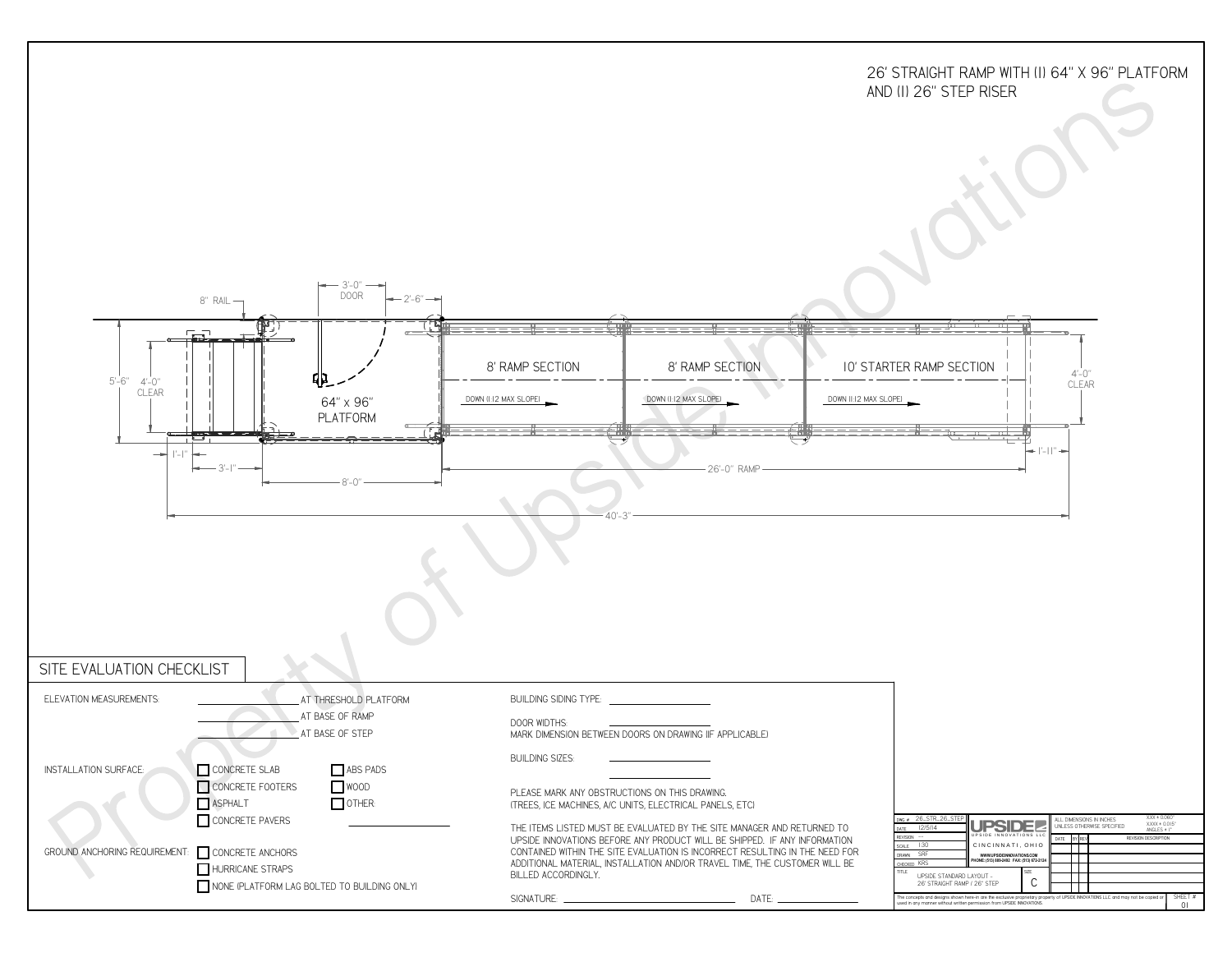# 26' STRAIGHT RAMP WITH (1) 64" X 96" PLATFORM AND (1) 26" STEP RISER

8" RAIL

3'-0"
DOOR

2'-6"

5'-6"

4'-0"
CLEAR

64" x 96"
PLATFORM

8' RAMP SECTION

DOWN (1:12 MAX SLOPE)

8' RAMP SECTION

DOWN (1:12 MAX SLOPE)

10' STARTER RAMP SECTION

DOWN (1:12 MAX SLOPE)

4'-0"
CLEAR

1'-1"

3'-1"

8'-0"

26'-0" RAMP

1'-11"

40'-3"

Property of Upside Innovations

## SITE EVALUATION CHECKLIST

ELEVATION MEASUREMENTS: ______________ AT THRESHOLD PLATFORM

______________ AT BASE OF RAMP

______________ AT BASE OF STEP

INSTALLATION SURFACE:
- ☐ CONCRETE SLAB
- ☐ CONCRETE FOOTERS
- ☐ ASPHALT
- ☐ CONCRETE PAVERS
- ☐ ABS PADS
- ☐ WOOD
- ☐ OTHER ______________

GROUND ANCHORING REQUIREMENT:
- ☐ CONCRETE ANCHORS
- ☐ HURRICANE STRAPS
- ☐ NONE (PLATFORM LAG BOLTED TO BUILDING ONLY)

BUILDING SIDING TYPE: ______________

DOOR WIDTHS: ______________
MARK DIMENSION BETWEEN DOORS ON DRAWING (IF APPLICABLE)

BUILDING SIZES: ______________

______________

PLEASE MARK ANY OBSTRUCTIONS ON THIS DRAWING.
(TREES, ICE MACHINES, A/C UNITS, ELECTRICAL PANELS, ETC)

THE ITEMS LISTED MUST BE EVALUATED BY THE SITE MANAGER AND RETURNED TO UPSIDE INNOVATIONS BEFORE ANY PRODUCT WILL BE SHIPPED. IF ANY INFORMATION CONTAINED WITHIN THE SITE EVALUATION IS INCORRECT RESULTING IN THE NEED FOR ADDITIONAL MATERIAL, INSTALLATION AND/OR TRAVEL TIME, THE CUSTOMER WILL BE BILLED ACCORDINGLY.

SIGNATURE: ______________________ DATE: ______________

| | | | |
|---|---|---|---|
| DWG # | 26_STR_26_STEP | UPSIDE UPSIDE INNOVATIONS LLC | ALL DIMENSIONS IN INCHES UNLESS OTHERWISE SPECIFIED XXX ± 0.060" XXXX ± 0.015" ANGLES ± 1° |
| DATE | 12/5/14 | CINCINNATI, OHIO | |
| REVISION | --- | WWW.UPSIDEINNOVATIONS.COM | DATE / BY / REV / REVISION DESCRIPTION |
| SCALE | 1:30 | PHONE: (513) 889-2492 FAX: (513) 672-2124 | |
| DRAWN | SRF | | |
| CHECKED | KRS | | |
| TITLE: | UPSIDE STANDARD LAYOUT - 26' STRAIGHT RAMP / 26" STEP | SIZE C | |

The concepts and designs shown here-in are the exclusive proprietary property of UPSIDE INNOVATIONS LLC and may not be copied or used in any manner without written permission from UPSIDE INNOVATIONS.

SHEET # 01